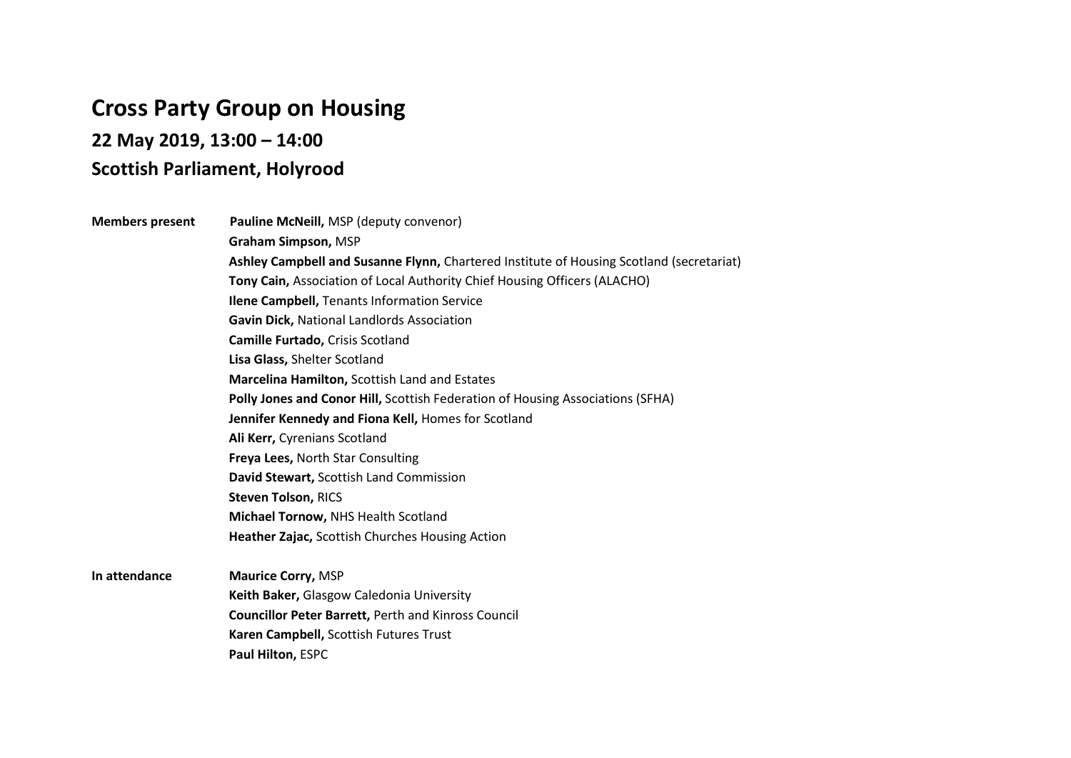# Cross Party Group on Housing

## 22 May 2019, 13:00 – 14:00

## Scottish Parliament, Holyrood

| | |
|---|---|
| **Members present** | **Pauline McNeill,** MSP (deputy convenor) |
| | **Graham Simpson,** MSP |
| | **Ashley Campbell and Susanne Flynn,** Chartered Institute of Housing Scotland (secretariat) |
| | **Tony Cain,** Association of Local Authority Chief Housing Officers (ALACHO) |
| | **Ilene Campbell,** Tenants Information Service |
| | **Gavin Dick,** National Landlords Association |
| | **Camille Furtado,** Crisis Scotland |
| | **Lisa Glass,** Shelter Scotland |
| | **Marcelina Hamilton,** Scottish Land and Estates |
| | **Polly Jones and Conor Hill,** Scottish Federation of Housing Associations (SFHA) |
| | **Jennifer Kennedy and Fiona Kell,** Homes for Scotland |
| | **Ali Kerr,** Cyrenians Scotland |
| | **Freya Lees,** North Star Consulting |
| | **David Stewart,** Scottish Land Commission |
| | **Steven Tolson,** RICS |
| | **Michael Tornow,** NHS Health Scotland |
| | **Heather Zajac,** Scottish Churches Housing Action |
| **In attendance** | **Maurice Corry,** MSP |
| | **Keith Baker,** Glasgow Caledonia University |
| | **Councillor Peter Barrett,** Perth and Kinross Council |
| | **Karen Campbell,** Scottish Futures Trust |
| | **Paul Hilton,** ESPC |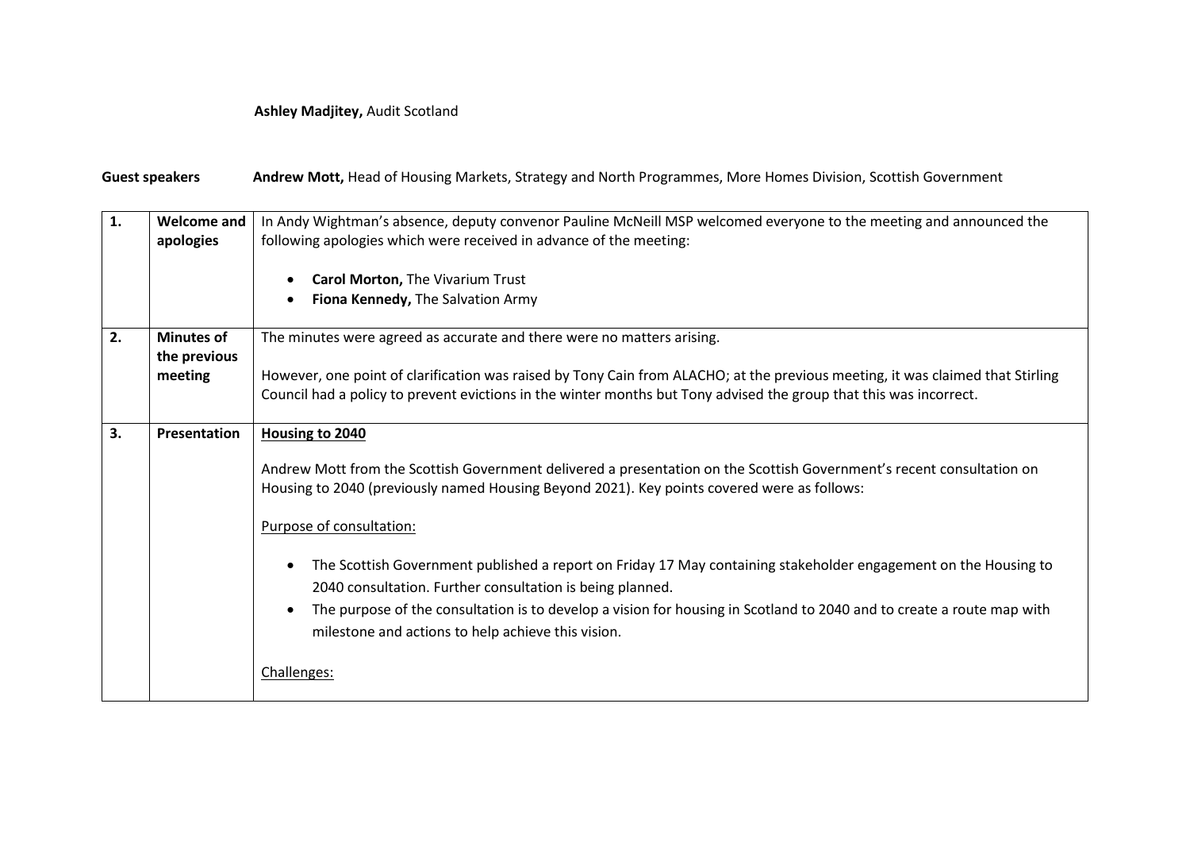**Ashley Madjitey,** Audit Scotland

**Guest speakers** **Andrew Mott,** Head of Housing Markets, Strategy and North Programmes, More Homes Division, Scottish Government

| | | |
|---|---|---|
| **1.** | **Welcome and apologies** | In Andy Wightman's absence, deputy convenor Pauline McNeill MSP welcomed everyone to the meeting and announced the following apologies which were received in advance of the meeting:<br><br>• **Carol Morton,** The Vivarium Trust<br>• **Fiona Kennedy,** The Salvation Army |
| **2.** | **Minutes of the previous meeting** | The minutes were agreed as accurate and there were no matters arising.<br><br>However, one point of clarification was raised by Tony Cain from ALACHO; at the previous meeting, it was claimed that Stirling Council had a policy to prevent evictions in the winter months but Tony advised the group that this was incorrect. |
| **3.** | **Presentation** | **<u>Housing to 2040</u>**<br><br>Andrew Mott from the Scottish Government delivered a presentation on the Scottish Government's recent consultation on Housing to 2040 (previously named Housing Beyond 2021). Key points covered were as follows:<br><br><u>Purpose of consultation:</u><br><br>• The Scottish Government published a report on Friday 17 May containing stakeholder engagement on the Housing to 2040 consultation. Further consultation is being planned.<br>• The purpose of the consultation is to develop a vision for housing in Scotland to 2040 and to create a route map with milestone and actions to help achieve this vision.<br><br><u>Challenges:</u> |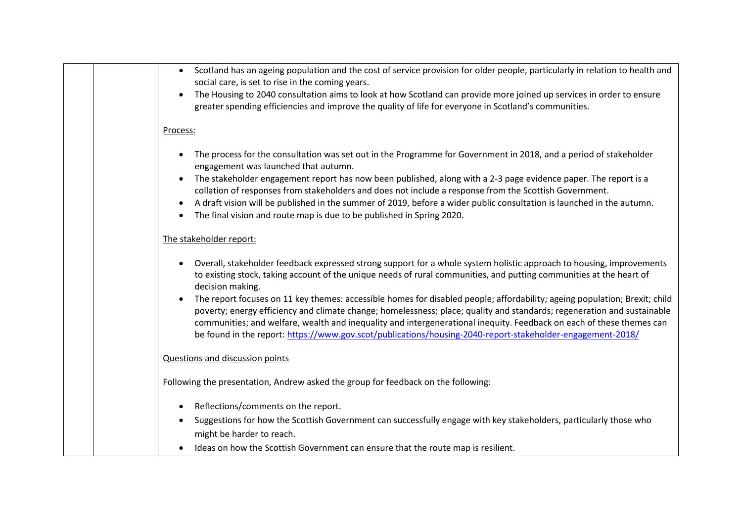- Scotland has an ageing population and the cost of service provision for older people, particularly in relation to health and social care, is set to rise in the coming years.
- The Housing to 2040 consultation aims to look at how Scotland can provide more joined up services in order to ensure greater spending efficiencies and improve the quality of life for everyone in Scotland's communities.

Process:

- The process for the consultation was set out in the Programme for Government in 2018, and a period of stakeholder engagement was launched that autumn.
- The stakeholder engagement report has now been published, along with a 2-3 page evidence paper. The report is a collation of responses from stakeholders and does not include a response from the Scottish Government.
- A draft vision will be published in the summer of 2019, before a wider public consultation is launched in the autumn.
- The final vision and route map is due to be published in Spring 2020.

The stakeholder report:

- Overall, stakeholder feedback expressed strong support for a whole system holistic approach to housing, improvements to existing stock, taking account of the unique needs of rural communities, and putting communities at the heart of decision making.
- The report focuses on 11 key themes: accessible homes for disabled people; affordability; ageing population; Brexit; child poverty; energy efficiency and climate change; homelessness; place; quality and standards; regeneration and sustainable communities; and welfare, wealth and inequality and intergenerational inequity. Feedback on each of these themes can be found in the report: https://www.gov.scot/publications/housing-2040-report-stakeholder-engagement-2018/

Questions and discussion points

Following the presentation, Andrew asked the group for feedback on the following:

- Reflections/comments on the report.
- Suggestions for how the Scottish Government can successfully engage with key stakeholders, particularly those who might be harder to reach.
- Ideas on how the Scottish Government can ensure that the route map is resilient.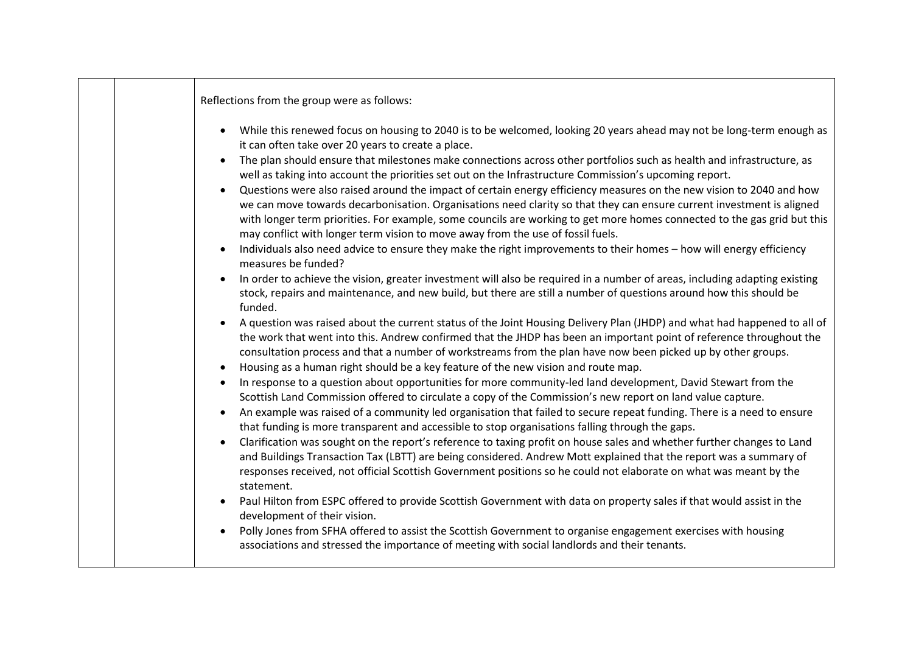| | | Reflections from the group were as follows:<br><br>• While this renewed focus on housing to 2040 is to be welcomed, looking 20 years ahead may not be long-term enough as it can often take over 20 years to create a place.<br>• The plan should ensure that milestones make connections across other portfolios such as health and infrastructure, as well as taking into account the priorities set out on the Infrastructure Commission's upcoming report.<br>• Questions were also raised around the impact of certain energy efficiency measures on the new vision to 2040 and how we can move towards decarbonisation. Organisations need clarity so that they can ensure current investment is aligned with longer term priorities. For example, some councils are working to get more homes connected to the gas grid but this may conflict with longer term vision to move away from the use of fossil fuels.<br>• Individuals also need advice to ensure they make the right improvements to their homes – how will energy efficiency measures be funded?<br>• In order to achieve the vision, greater investment will also be required in a number of areas, including adapting existing stock, repairs and maintenance, and new build, but there are still a number of questions around how this should be funded.<br>• A question was raised about the current status of the Joint Housing Delivery Plan (JHDP) and what had happened to all of the work that went into this. Andrew confirmed that the JHDP has been an important point of reference throughout the consultation process and that a number of workstreams from the plan have now been picked up by other groups.<br>• Housing as a human right should be a key feature of the new vision and route map.<br>• In response to a question about opportunities for more community-led land development, David Stewart from the Scottish Land Commission offered to circulate a copy of the Commission's new report on land value capture.<br>• An example was raised of a community led organisation that failed to secure repeat funding. There is a need to ensure that funding is more transparent and accessible to stop organisations falling through the gaps.<br>• Clarification was sought on the report's reference to taxing profit on house sales and whether further changes to Land and Buildings Transaction Tax (LBTT) are being considered. Andrew Mott explained that the report was a summary of responses received, not official Scottish Government positions so he could not elaborate on what was meant by the statement.<br>• Paul Hilton from ESPC offered to provide Scottish Government with data on property sales if that would assist in the development of their vision.<br>• Polly Jones from SFHA offered to assist the Scottish Government to organise engagement exercises with housing associations and stressed the importance of meeting with social landlords and their tenants. |
|---|---|---|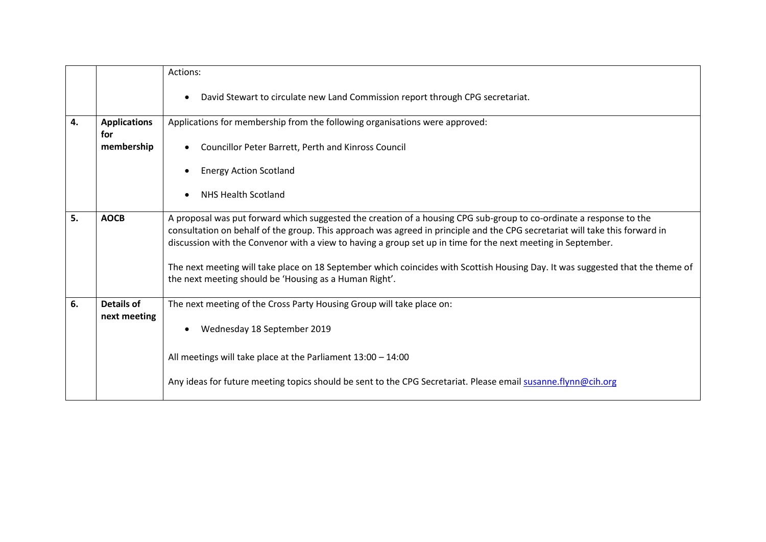| | | |
|---|---|---|
| | | Actions:<br><br>• David Stewart to circulate new Land Commission report through CPG secretariat. |
| **4.** | **Applications for membership** | Applications for membership from the following organisations were approved:<br><br>• Councillor Peter Barrett, Perth and Kinross Council<br><br>• Energy Action Scotland<br><br>• NHS Health Scotland |
| **5.** | **AOCB** | A proposal was put forward which suggested the creation of a housing CPG sub-group to co-ordinate a response to the consultation on behalf of the group. This approach was agreed in principle and the CPG secretariat will take this forward in discussion with the Convenor with a view to having a group set up in time for the next meeting in September.<br><br>The next meeting will take place on 18 September which coincides with Scottish Housing Day. It was suggested that the theme of the next meeting should be 'Housing as a Human Right'. |
| **6.** | **Details of next meeting** | The next meeting of the Cross Party Housing Group will take place on:<br><br>• Wednesday 18 September 2019<br><br>All meetings will take place at the Parliament 13:00 – 14:00<br><br>Any ideas for future meeting topics should be sent to the CPG Secretariat. Please email susanne.flynn@cih.org |